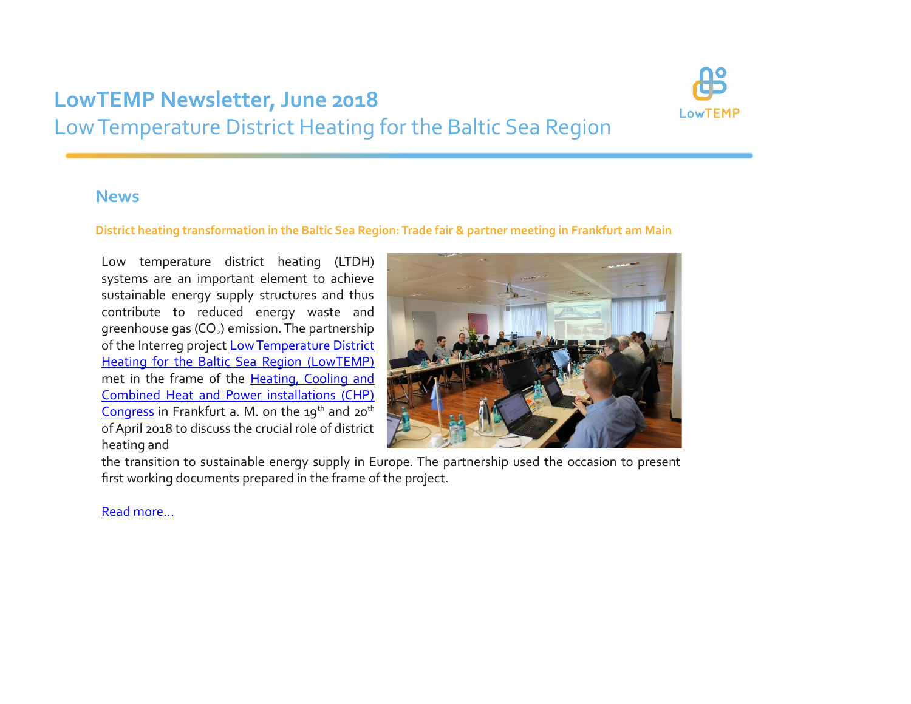# LowTEMP Newsletter, June 2018

Low Temperature District Heating for the Baltic Sea Region

## News

### District heating transformation in the Baltic Sea Region: Trade fair & partner meeting in Frankfurt am Main

Low temperature district heating (LTDH) systems are an important element to achieve sustainable energy supply structures and thus contribute to reduced energy waste and greenhouse gas ($CO_2$) emission. The partnership of the Interreg project Low Temperature District Heating for the Baltic Sea Region (LowTEMP) met in the frame of the Heating, Cooling and Combined Heat and Power installations (CHP) Congress in Frankfurt a. M. on the 19th and 20th of April 2018 to discuss the crucial role of district heating and the transition to sustainable energy supply in Europe. The partnership used the occasion to present first working documents prepared in the frame of the project.

Read more...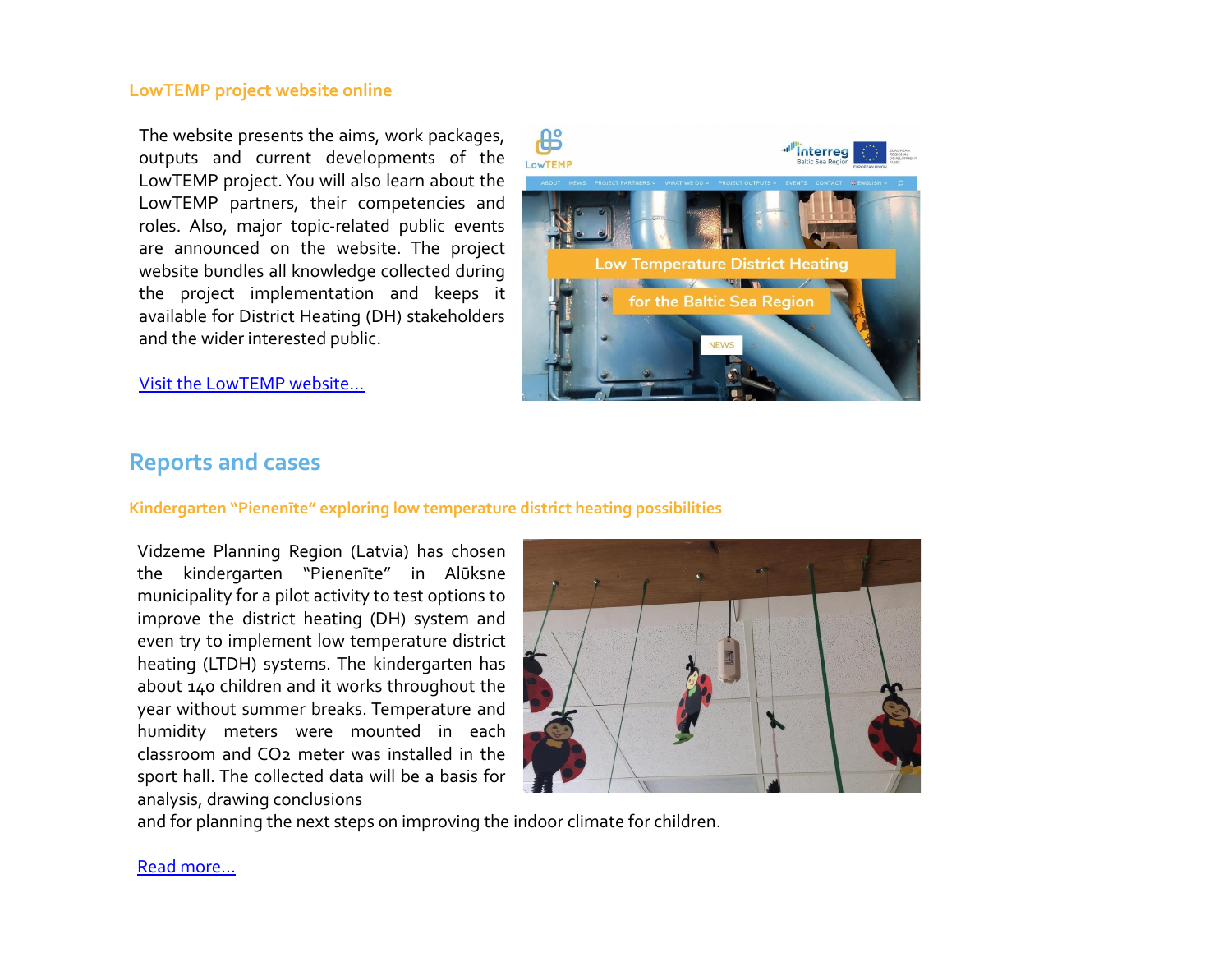### LowTEMP project website online

The website presents the aims, work packages, outputs and current developments of the LowTEMP project. You will also learn about the LowTEMP partners, their competencies and roles. Also, major topic-related public events are announced on the website. The project website bundles all knowledge collected during the project implementation and keeps it available for District Heating (DH) stakeholders and the wider interested public.

[Visit the LowTEMP website…]()

## Reports and cases

### Kindergarten "Pienenīte" exploring low temperature district heating possibilities

Vidzeme Planning Region (Latvia) has chosen the kindergarten "Pienenīte" in Alūksne municipality for a pilot activity to test options to improve the district heating (DH) system and even try to implement low temperature district heating (LTDH) systems. The kindergarten has about 140 children and it works throughout the year without summer breaks. Temperature and humidity meters were mounted in each classroom and $CO_2$ meter was installed in the sport hall. The collected data will be a basis for analysis, drawing conclusions and for planning the next steps on improving the indoor climate for children.

[Read more…]()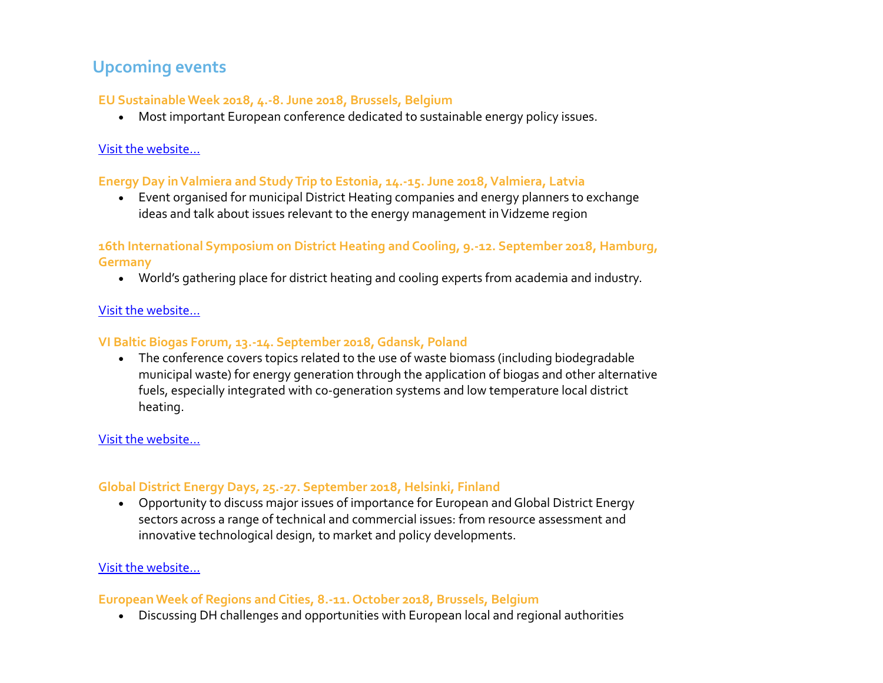## Upcoming events

### EU Sustainable Week 2018, 4.-8. June 2018, Brussels, Belgium

- Most important European conference dedicated to sustainable energy policy issues.

Visit the website...

### Energy Day in Valmiera and Study Trip to Estonia, 14.-15. June 2018, Valmiera, Latvia

- Event organised for municipal District Heating companies and energy planners to exchange ideas and talk about issues relevant to the energy management in Vidzeme region

### 16th International Symposium on District Heating and Cooling, 9.-12. September 2018, Hamburg, Germany

- World's gathering place for district heating and cooling experts from academia and industry.

Visit the website...

### VI Baltic Biogas Forum, 13.-14. September 2018, Gdansk, Poland

- The conference covers topics related to the use of waste biomass (including biodegradable municipal waste) for energy generation through the application of biogas and other alternative fuels, especially integrated with co-generation systems and low temperature local district heating.

Visit the website...

### Global District Energy Days, 25.-27. September 2018, Helsinki, Finland

- Opportunity to discuss major issues of importance for European and Global District Energy sectors across a range of technical and commercial issues: from resource assessment and innovative technological design, to market and policy developments.

Visit the website...

### European Week of Regions and Cities, 8.-11. October 2018, Brussels, Belgium

- Discussing DH challenges and opportunities with European local and regional authorities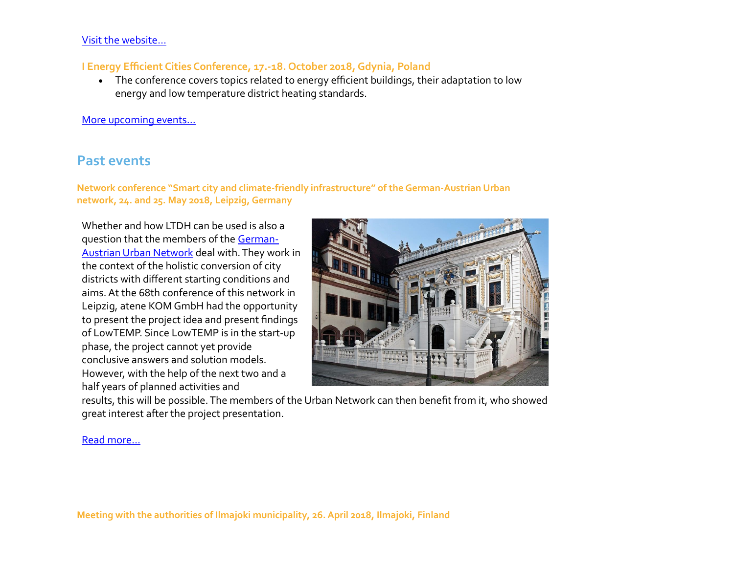Visit the website…

### I Energy Efficient Cities Conference, 17.-18. October 2018, Gdynia, Poland

- The conference covers topics related to energy efficient buildings, their adaptation to low energy and low temperature district heating standards.

More upcoming events…

## Past events

### Network conference "Smart city and climate-friendly infrastructure" of the German-Austrian Urban network, 24. and 25. May 2018, Leipzig, Germany

Whether and how LTDH can be used is also a question that the members of the German-Austrian Urban Network deal with. They work in the context of the holistic conversion of city districts with different starting conditions and aims. At the 68th conference of this network in Leipzig, atene KOM GmbH had the opportunity to present the project idea and present findings of LowTEMP. Since LowTEMP is in the start-up phase, the project cannot yet provide conclusive answers and solution models. However, with the help of the next two and a half years of planned activities and results, this will be possible. The members of the Urban Network can then benefit from it, who showed great interest after the project presentation.

Read more…

### Meeting with the authorities of Ilmajoki municipality, 26. April 2018, Ilmajoki, Finland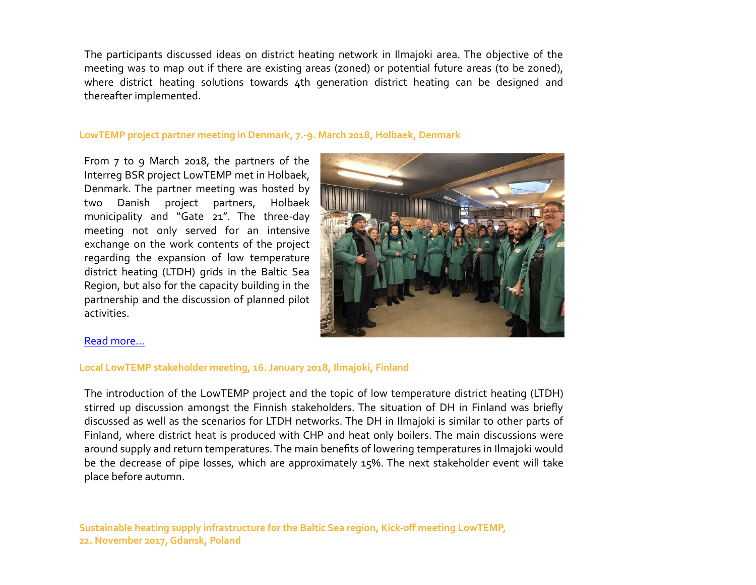The participants discussed ideas on district heating network in Ilmajoki area. The objective of the meeting was to map out if there are existing areas (zoned) or potential future areas (to be zoned), where district heating solutions towards 4th generation district heating can be designed and thereafter implemented.

### LowTEMP project partner meeting in Denmark, 7.-9. March 2018, Holbaek, Denmark

From 7 to 9 March 2018, the partners of the Interreg BSR project LowTEMP met in Holbaek, Denmark. The partner meeting was hosted by two Danish project partners, Holbaek municipality and "Gate 21". The three-day meeting not only served for an intensive exchange on the work contents of the project regarding the expansion of low temperature district heating (LTDH) grids in the Baltic Sea Region, but also for the capacity building in the partnership and the discussion of planned pilot activities.

Read more...

### Local LowTEMP stakeholder meeting, 16. January 2018, Ilmajoki, Finland

The introduction of the LowTEMP project and the topic of low temperature district heating (LTDH) stirred up discussion amongst the Finnish stakeholders. The situation of DH in Finland was briefly discussed as well as the scenarios for LTDH networks. The DH in Ilmajoki is similar to other parts of Finland, where district heat is produced with CHP and heat only boilers. The main discussions were around supply and return temperatures. The main benefits of lowering temperatures in Ilmajoki would be the decrease of pipe losses, which are approximately 15%. The next stakeholder event will take place before autumn.

### Sustainable heating supply infrastructure for the Baltic Sea region, Kick-off meeting LowTEMP, 22. November 2017, Gdansk, Poland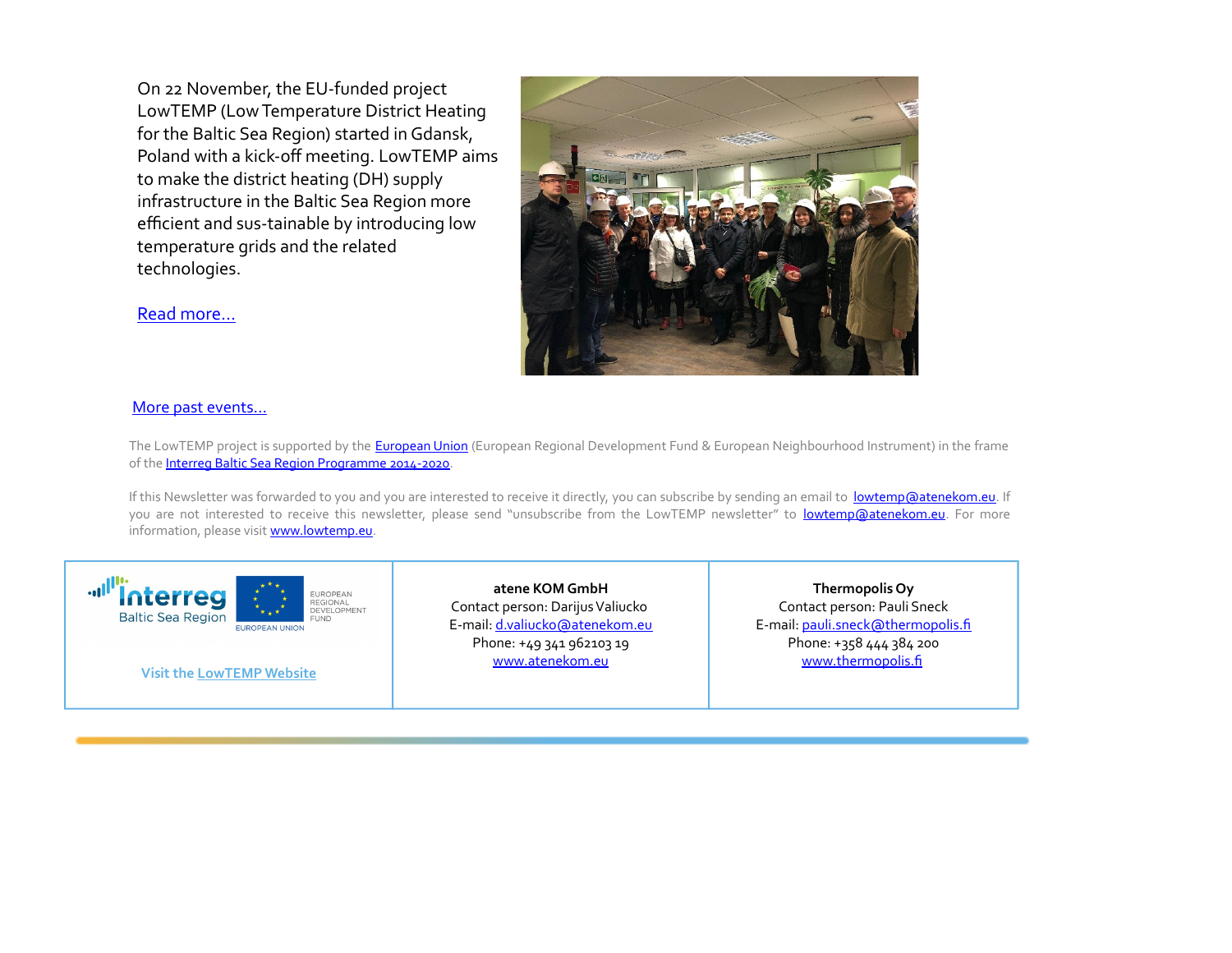On 22 November, the EU-funded project LowTEMP (Low Temperature District Heating for the Baltic Sea Region) started in Gdansk, Poland with a kick-off meeting. LowTEMP aims to make the district heating (DH) supply infrastructure in the Baltic Sea Region more efficient and sus-tainable by introducing low temperature grids and the related technologies.

Read more…

More past events…

The LowTEMP project is supported by the European Union (European Regional Development Fund & European Neighbourhood Instrument) in the frame of the Interreg Baltic Sea Region Programme 2014-2020.

If this Newsletter was forwarded to you and you are interested to receive it directly, you can subscribe by sending an email to lowtemp@atenekom.eu. If you are not interested to receive this newsletter, please send "unsubscribe from the LowTEMP newsletter" to lowtemp@atenekom.eu. For more information, please visit www.lowtemp.eu.

| | | |
|---|---|---|
| Interreg Baltic Sea Region<br>EUROPEAN UNION – EUROPEAN REGIONAL DEVELOPMENT FUND<br><br>Visit the LowTEMP Website | **atene KOM GmbH**<br>Contact person: Darijus Valiucko<br>E-mail: d.valiucko@atenekom.eu<br>Phone: +49 341 962103 19<br>www.atenekom.eu | **Thermopolis Oy**<br>Contact person: Pauli Sneck<br>E-mail: pauli.sneck@thermopolis.fi<br>Phone: +358 444 384 200<br>www.thermopolis.fi |